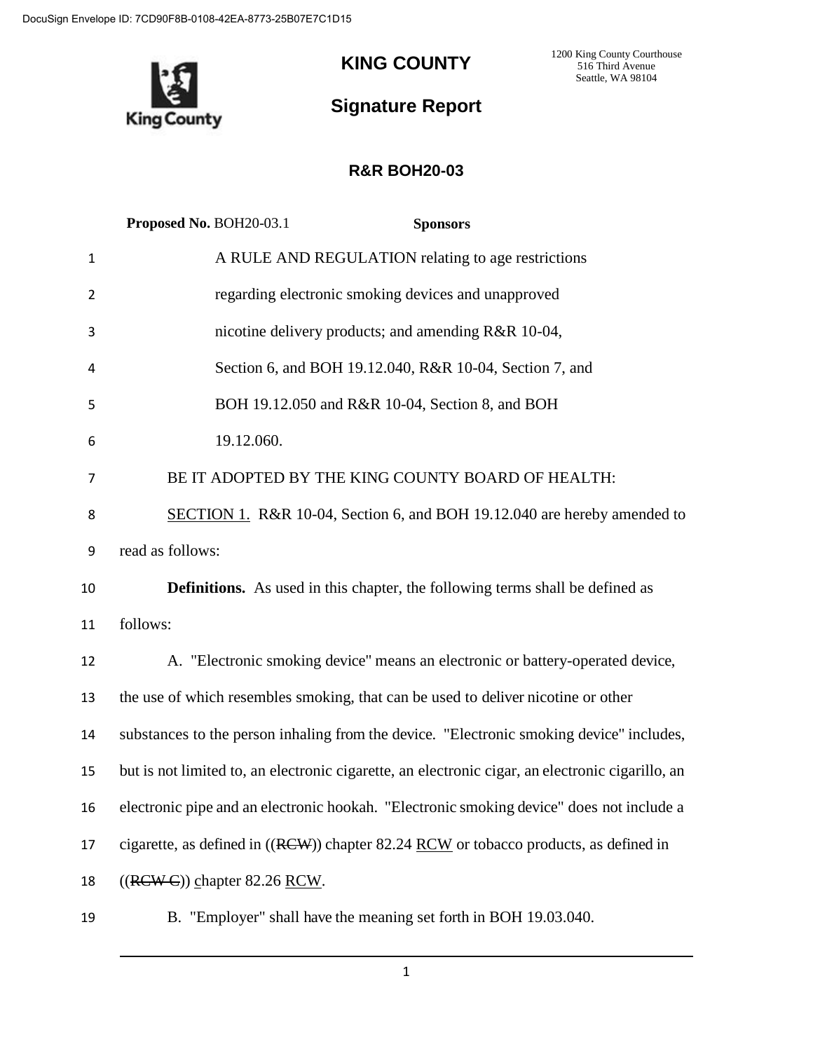DocuSign Envelope ID: 7CD90F8B-0108-42EA-8773-25B07E7C1D15

# KING COUNTY

1200 King County Courthouse
516 Third Avenue
Seattle, WA 98104

## Signature Report

### R&R BOH20-03

**Proposed No.** BOH20-03.1 **Sponsors**

1 A RULE AND REGULATION relating to age restrictions
2 regarding electronic smoking devices and unapproved
3 nicotine delivery products; and amending R&R 10-04,
4 Section 6, and BOH 19.12.040, R&R 10-04, Section 7, and
5 BOH 19.12.050 and R&R 10-04, Section 8, and BOH
6 19.12.060.

7 BE IT ADOPTED BY THE KING COUNTY BOARD OF HEALTH:

8 <u>SECTION 1.</u> R&R 10-04, Section 6, and BOH 19.12.040 are hereby amended to
9 read as follows:

10 **Definitions.** As used in this chapter, the following terms shall be defined as
11 follows:

12 A. "Electronic smoking device" means an electronic or battery-operated device,
13 the use of which resembles smoking, that can be used to deliver nicotine or other
14 substances to the person inhaling from the device. "Electronic smoking device" includes,
15 but is not limited to, an electronic cigarette, an electronic cigar, an electronic cigarillo, an
16 electronic pipe and an electronic hookah. "Electronic smoking device" does not include a
17 cigarette, as defined in ((~~RCW~~)) chapter 82.24 <u>RCW</u> or tobacco products, as defined in
18 ((~~RCW C~~)) <u>c</u>hapter 82.26 <u>RCW</u>.

19 B. "Employer" shall have the meaning set forth in BOH 19.03.040.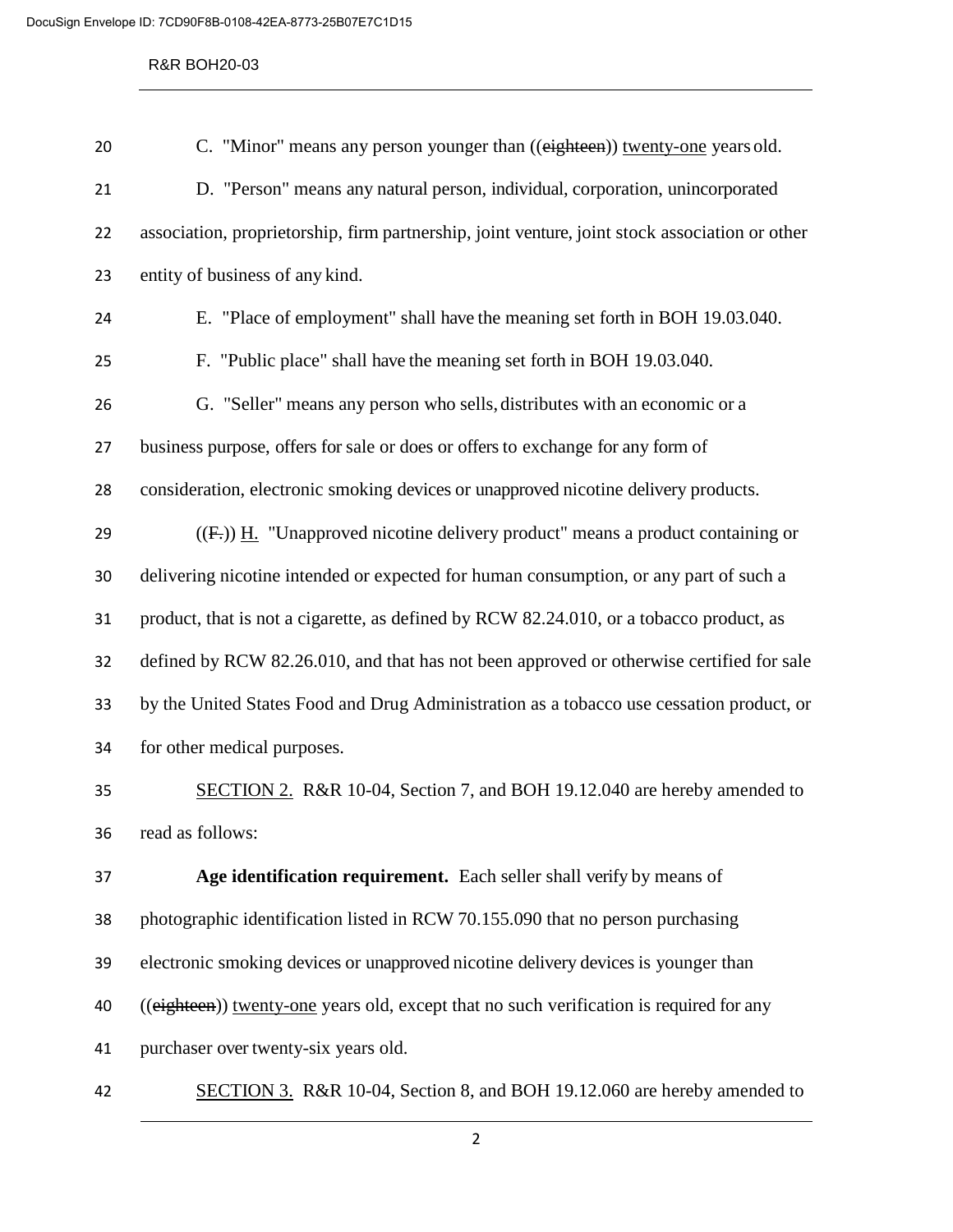C. "Minor" means any person younger than ((~~eighteen~~)) <u>twenty-one</u> years old.

D. "Person" means any natural person, individual, corporation, unincorporated association, proprietorship, firm partnership, joint venture, joint stock association or other entity of business of any kind.

E. "Place of employment" shall have the meaning set forth in BOH 19.03.040.

F. "Public place" shall have the meaning set forth in BOH 19.03.040.

G. "Seller" means any person who sells, distributes with an economic or a business purpose, offers for sale or does or offers to exchange for any form of consideration, electronic smoking devices or unapproved nicotine delivery products.

((~~F.~~)) <u>H.</u> "Unapproved nicotine delivery product" means a product containing or delivering nicotine intended or expected for human consumption, or any part of such a product, that is not a cigarette, as defined by RCW 82.24.010, or a tobacco product, as defined by RCW 82.26.010, and that has not been approved or otherwise certified for sale by the United States Food and Drug Administration as a tobacco use cessation product, or for other medical purposes.

<u>SECTION 2.</u> R&R 10-04, Section 7, and BOH 19.12.040 are hereby amended to read as follows:

**Age identification requirement.** Each seller shall verify by means of photographic identification listed in RCW 70.155.090 that no person purchasing electronic smoking devices or unapproved nicotine delivery devices is younger than ((~~eighteen~~)) <u>twenty-one</u> years old, except that no such verification is required for any purchaser over twenty-six years old.

<u>SECTION 3.</u> R&R 10-04, Section 8, and BOH 19.12.060 are hereby amended to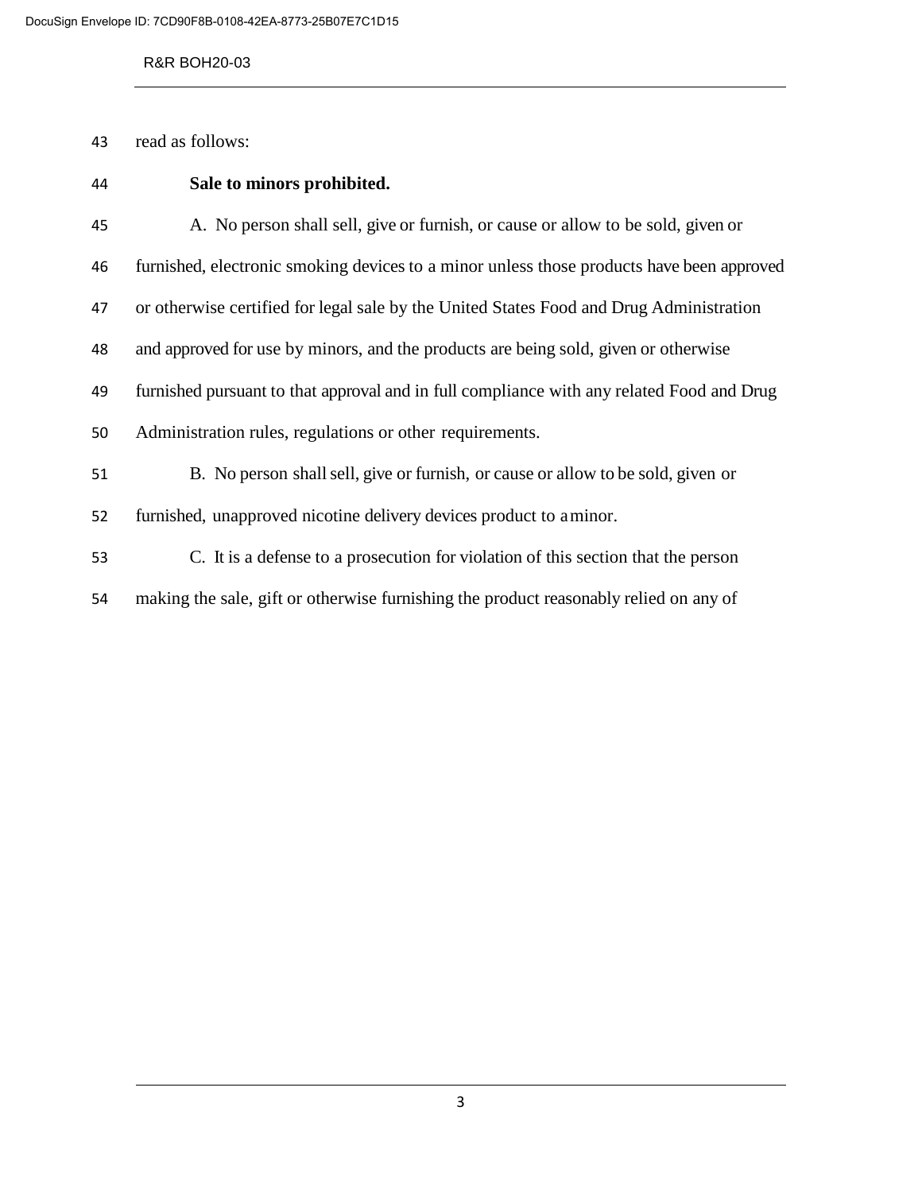read as follows:

**Sale to minors prohibited.**

A. No person shall sell, give or furnish, or cause or allow to be sold, given or furnished, electronic smoking devices to a minor unless those products have been approved or otherwise certified for legal sale by the United States Food and Drug Administration and approved for use by minors, and the products are being sold, given or otherwise furnished pursuant to that approval and in full compliance with any related Food and Drug Administration rules, regulations or other requirements.

B. No person shall sell, give or furnish, or cause or allow to be sold, given or furnished, unapproved nicotine delivery devices product to a minor.

C. It is a defense to a prosecution for violation of this section that the person making the sale, gift or otherwise furnishing the product reasonably relied on any of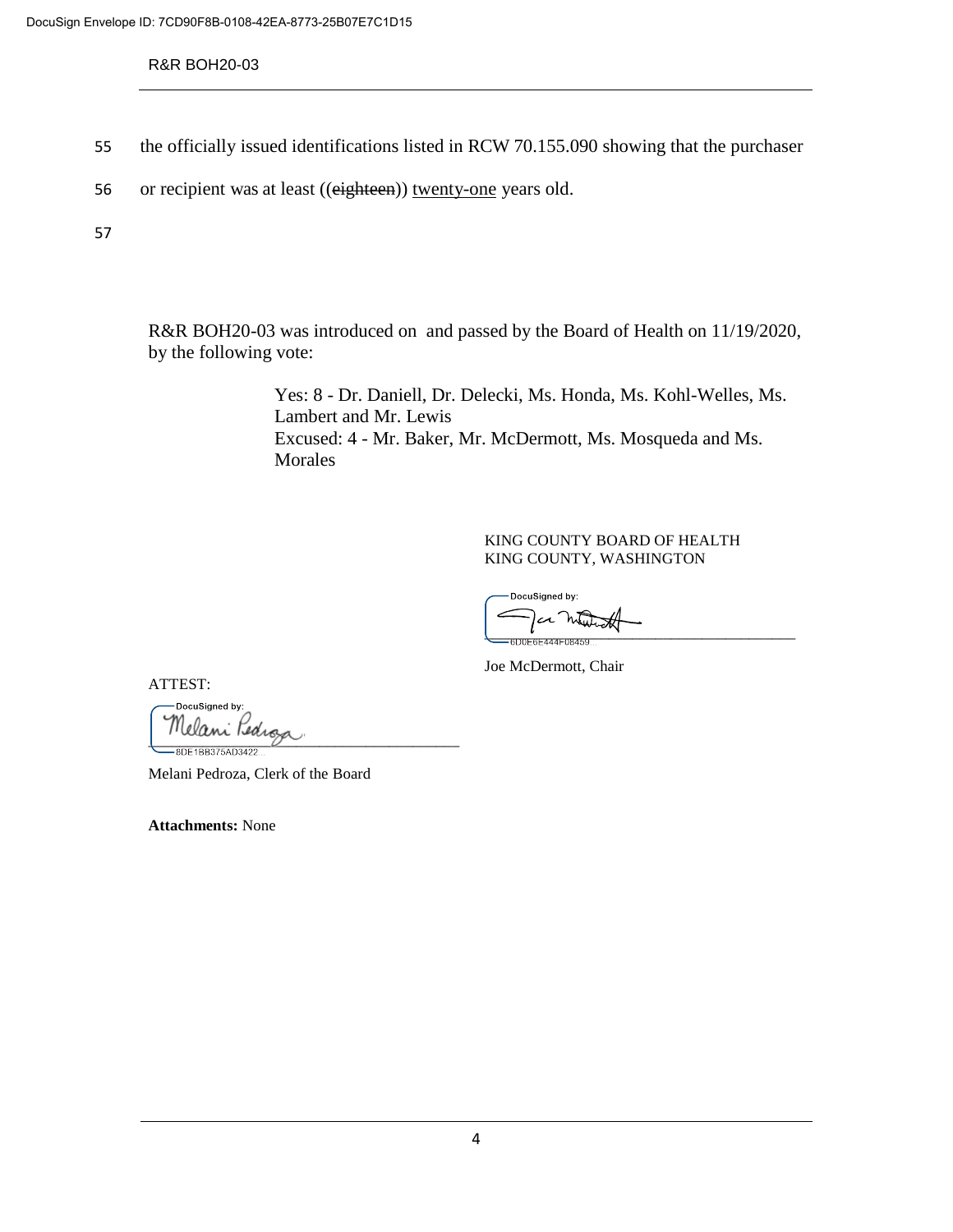55 the officially issued identifications listed in RCW 70.155.090 showing that the purchaser

56 or recipient was at least ((~~eighteen~~)) <u>twenty-one</u> years old.

57

R&R BOH20-03 was introduced on  and passed by the Board of Health on 11/19/2020, by the following vote:

Yes: 8 - Dr. Daniell, Dr. Delecki, Ms. Honda, Ms. Kohl-Welles, Ms. Lambert and Mr. Lewis
Excused: 4 - Mr. Baker, Mr. McDermott, Ms. Mosqueda and Ms. Morales

KING COUNTY BOARD OF HEALTH
KING COUNTY, WASHINGTON

DocuSigned by:
6D0E6E444F08459...

Joe McDermott, Chair

ATTEST:

DocuSigned by:
8DE1BB375AD3422...

Melani Pedroza, Clerk of the Board

**Attachments:** None